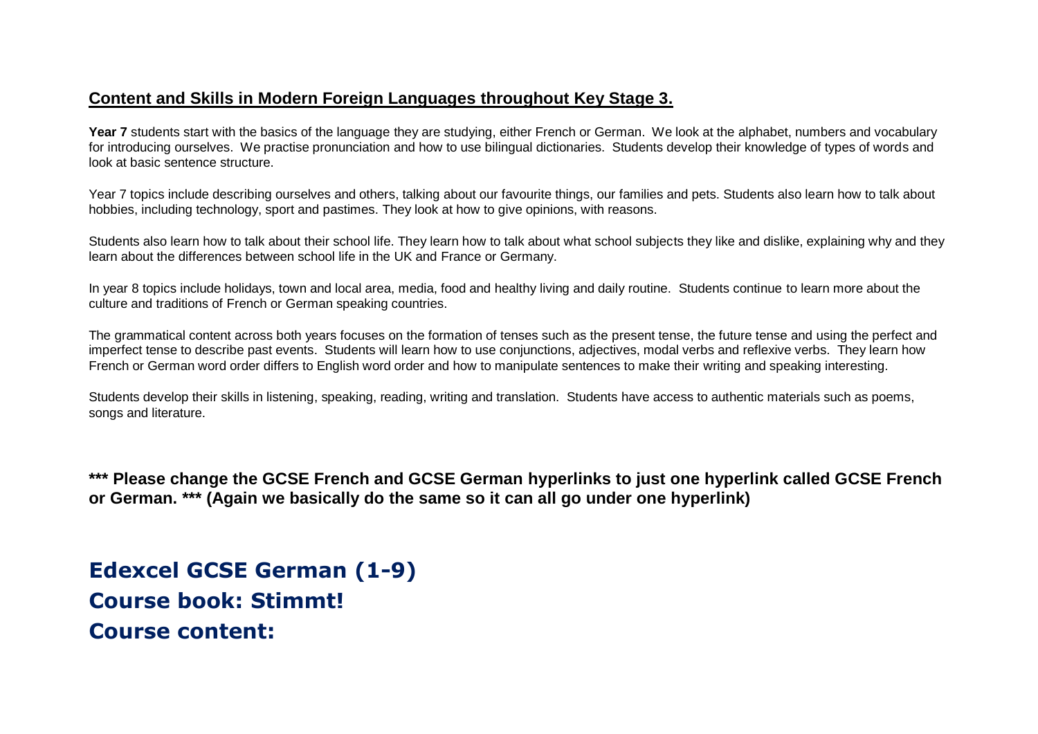## Content and Skills in Modern Foreign Languages throughout Key Stage 3.

**Year 7** students start with the basics of the language they are studying, either French or German. We look at the alphabet, numbers and vocabulary for introducing ourselves. We practise pronunciation and how to use bilingual dictionaries. Students develop their knowledge of types of words and look at basic sentence structure.

Year 7 topics include describing ourselves and others, talking about our favourite things, our families and pets. Students also learn how to talk about hobbies, including technology, sport and pastimes. They look at how to give opinions, with reasons.

Students also learn how to talk about their school life. They learn how to talk about what school subjects they like and dislike, explaining why and they learn about the differences between school life in the UK and France or Germany.

In year 8 topics include holidays, town and local area, media, food and healthy living and daily routine. Students continue to learn more about the culture and traditions of French or German speaking countries.

The grammatical content across both years focuses on the formation of tenses such as the present tense, the future tense and using the perfect and imperfect tense to describe past events. Students will learn how to use conjunctions, adjectives, modal verbs and reflexive verbs. They learn how French or German word order differs to English word order and how to manipulate sentences to make their writing and speaking interesting.

Students develop their skills in listening, speaking, reading, writing and translation. Students have access to authentic materials such as poems, songs and literature.

**\*\*\* Please change the GCSE French and GCSE German hyperlinks to just one hyperlink called GCSE French or German. \*\*\* (Again we basically do the same so it can all go under one hyperlink)**

## Edexcel GCSE German (1-9)
## Course book: Stimmt!
## Course content: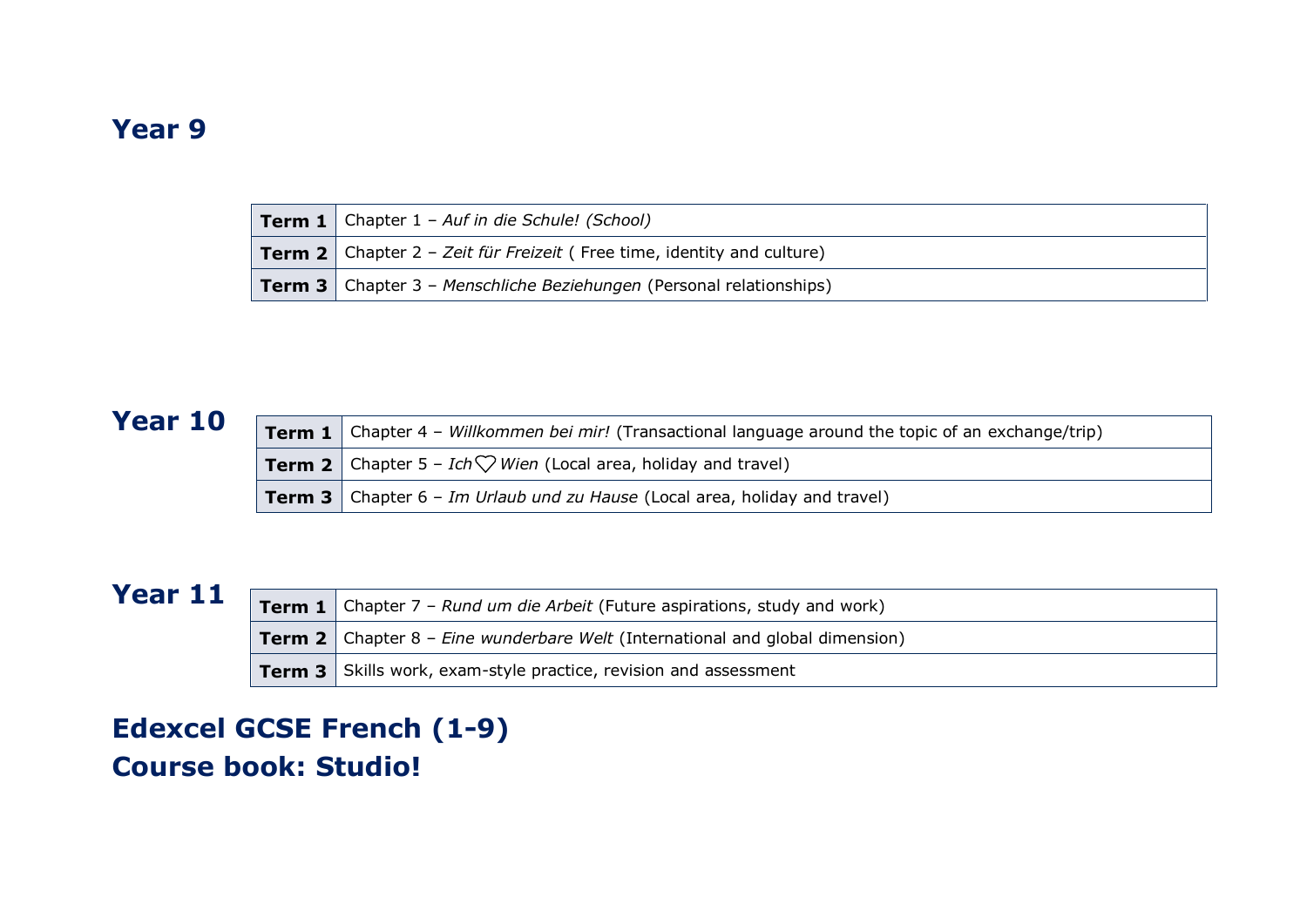## Year 9

| | |
|---|---|
| **Term 1** | Chapter 1 – *Auf in die Schule! (School)* |
| **Term 2** | Chapter 2 – *Zeit für Freizeit* ( Free time, identity and culture) |
| **Term 3** | Chapter 3 – *Menschliche Beziehungen* (Personal relationships) |

## Year 10

| | |
|---|---|
| **Term 1** | Chapter 4 – *Willkommen bei mir!* (Transactional language around the topic of an exchange/trip) |
| **Term 2** | Chapter 5 – *Ich ♡ Wien* (Local area, holiday and travel) |
| **Term 3** | Chapter 6 – *Im Urlaub und zu Hause* (Local area, holiday and travel) |

## Year 11

| | |
|---|---|
| **Term 1** | Chapter 7 – *Rund um die Arbeit* (Future aspirations, study and work) |
| **Term 2** | Chapter 8 – *Eine wunderbare Welt* (International and global dimension) |
| **Term 3** | Skills work, exam-style practice, revision and assessment |

## Edexcel GCSE French (1-9)
## Course book: Studio!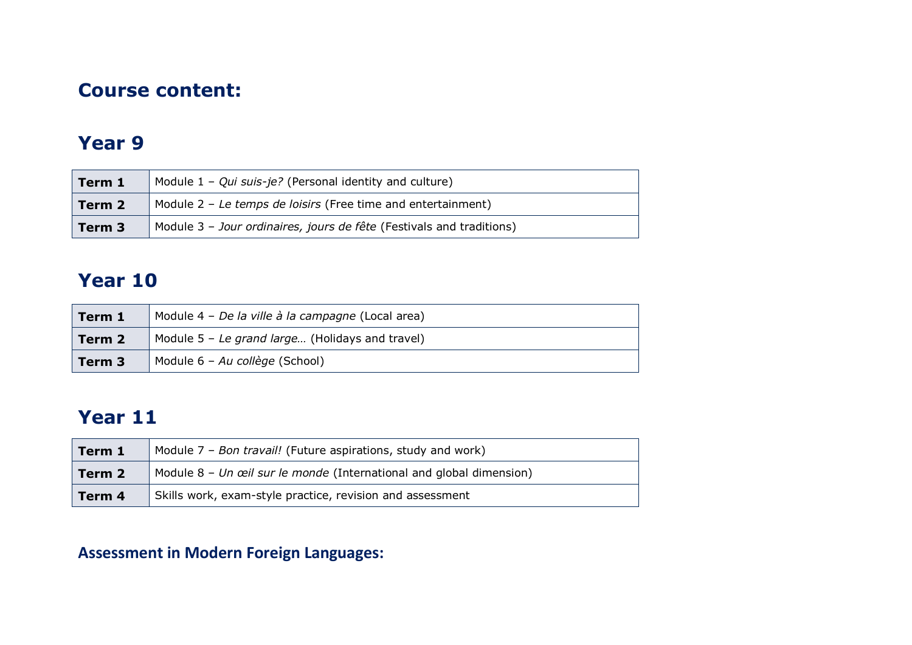## Course content:

## Year 9

| | |
|---|---|
| **Term 1** | Module 1 – *Qui suis-je?* (Personal identity and culture) |
| **Term 2** | Module 2 – *Le temps de loisirs* (Free time and entertainment) |
| **Term 3** | Module 3 – *Jour ordinaires, jours de fête* (Festivals and traditions) |

## Year 10

| | |
|---|---|
| **Term 1** | Module 4 – *De la ville à la campagne* (Local area) |
| **Term 2** | Module 5 – *Le grand large…* (Holidays and travel) |
| **Term 3** | Module 6 – *Au collège* (School) |

## Year 11

| | |
|---|---|
| **Term 1** | Module 7 – *Bon travail!* (Future aspirations, study and work) |
| **Term 2** | Module 8 – *Un œil sur le monde* (International and global dimension) |
| **Term 4** | Skills work, exam-style practice, revision and assessment |

### Assessment in Modern Foreign Languages: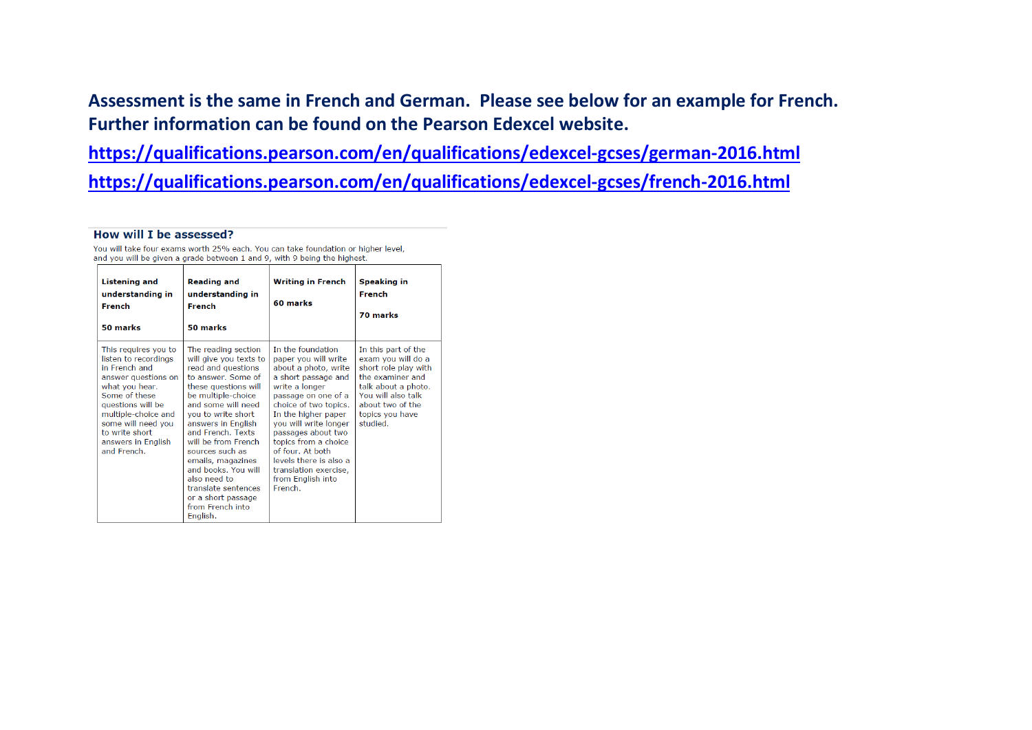**Assessment is the same in French and German. Please see below for an example for French. Further information can be found on the Pearson Edexcel website.**

**https://qualifications.pearson.com/en/qualifications/edexcel-gcses/german-2016.html**

**https://qualifications.pearson.com/en/qualifications/edexcel-gcses/french-2016.html**

### How will I be assessed?

You will take four exams worth 25% each. You can take foundation or higher level, and you will be given a grade between 1 and 9, with 9 being the highest.

| **Listening and understanding in French**<br><br>**50 marks** | **Reading and understanding in French**<br><br>**50 marks** | **Writing in French**<br><br>**60 marks** | **Speaking in French**<br><br>**70 marks** |
|---|---|---|---|
| This requires you to listen to recordings in French and answer questions on what you hear. Some of these questions will be multiple-choice and some will need you to write short answers in English and French. | The reading section will give you texts to read and questions to answer. Some of these questions will be multiple-choice and some will need you to write short answers in English and French. Texts will be from French sources such as emails, magazines and books. You will also need to translate sentences or a short passage from French into English. | In the foundation paper you will write about a photo, write a short passage and write a longer passage on one of a choice of two topics. In the higher paper you will write longer passages about two topics from a choice of four. At both levels there is also a translation exercise, from English into French. | In this part of the exam you will do a short role play with the examiner and talk about a photo. You will also talk about two of the topics you have studied. |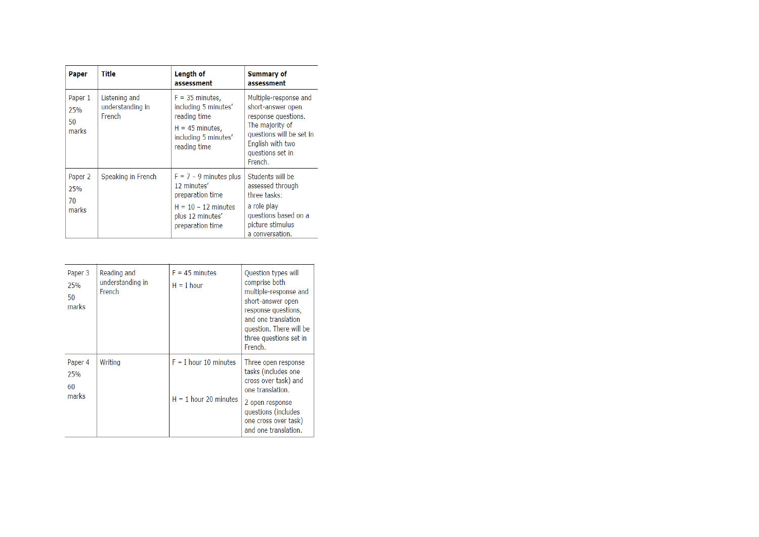| Paper | Title | Length of assessment | Summary of assessment |
|---|---|---|---|
| Paper 1<br>25%<br>50 marks | Listening and understanding in French | F = 35 minutes, including 5 minutes' reading time<br>H = 45 minutes, including 5 minutes' reading time | Multiple-response and short-answer open response questions. The majority of questions will be set in English with two questions set in French. |
| Paper 2<br>25%<br>70 marks | Speaking in French | F = 7 – 9 minutes plus 12 minutes' preparation time<br>H = 10 – 12 minutes plus 12 minutes' preparation time | Students will be assessed through three tasks:<br>a role play<br>questions based on a picture stimulus<br>a conversation. |
| Paper 3<br>25%<br>50 marks | Reading and understanding in French | F = 45 minutes<br>H = I hour | Question types will comprise both multiple-response and short-answer open response questions, and one translation question. There will be three questions set in French. |
| Paper 4<br>25%<br>60 marks | Writing | F = I hour 10 minutes<br>H = 1 hour 20 minutes | Three open response tasks (includes one cross over task) and one translation.<br>2 open response questions (includes one cross over task) and one translation. |